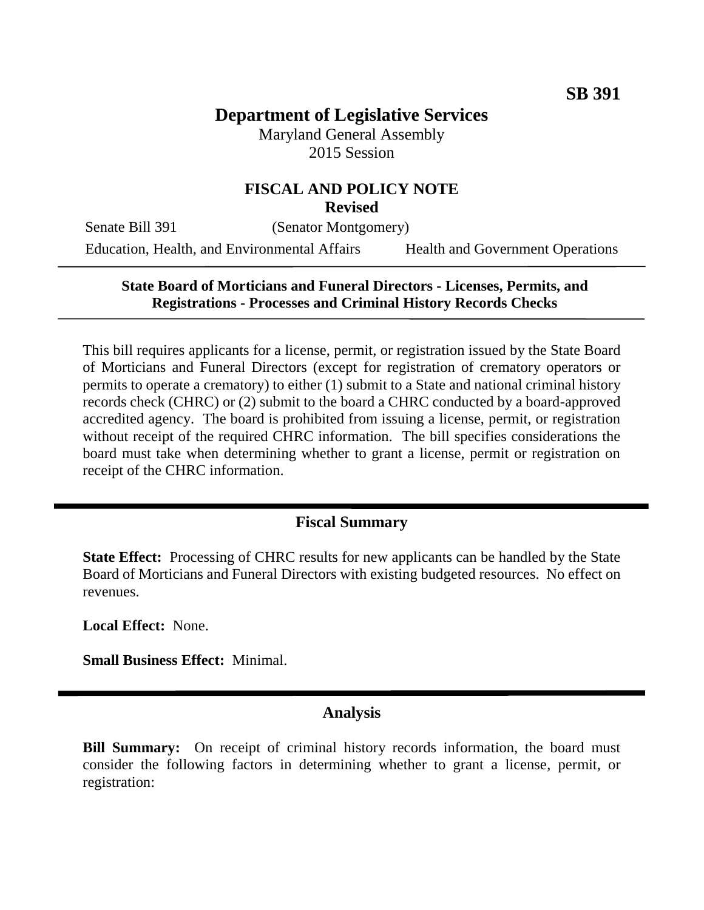**SB 391**

# Department of Legislative Services

Maryland General Assembly
2015 Session

## FISCAL AND POLICY NOTE
**Revised**

Senate Bill 391 (Senator Montgomery)

Education, Health, and Environmental Affairs    Health and Government Operations

---

**State Board of Morticians and Funeral Directors - Licenses, Permits, and Registrations - Processes and Criminal History Records Checks**

---

This bill requires applicants for a license, permit, or registration issued by the State Board of Morticians and Funeral Directors (except for registration of crematory operators or permits to operate a crematory) to either (1) submit to a State and national criminal history records check (CHRC) or (2) submit to the board a CHRC conducted by a board-approved accredited agency. The board is prohibited from issuing a license, permit, or registration without receipt of the required CHRC information. The bill specifies considerations the board must take when determining whether to grant a license, permit or registration on receipt of the CHRC information.

---

## Fiscal Summary

**State Effect:** Processing of CHRC results for new applicants can be handled by the State Board of Morticians and Funeral Directors with existing budgeted resources. No effect on revenues.

**Local Effect:** None.

**Small Business Effect:** Minimal.

---

## Analysis

**Bill Summary:** On receipt of criminal history records information, the board must consider the following factors in determining whether to grant a license, permit, or registration: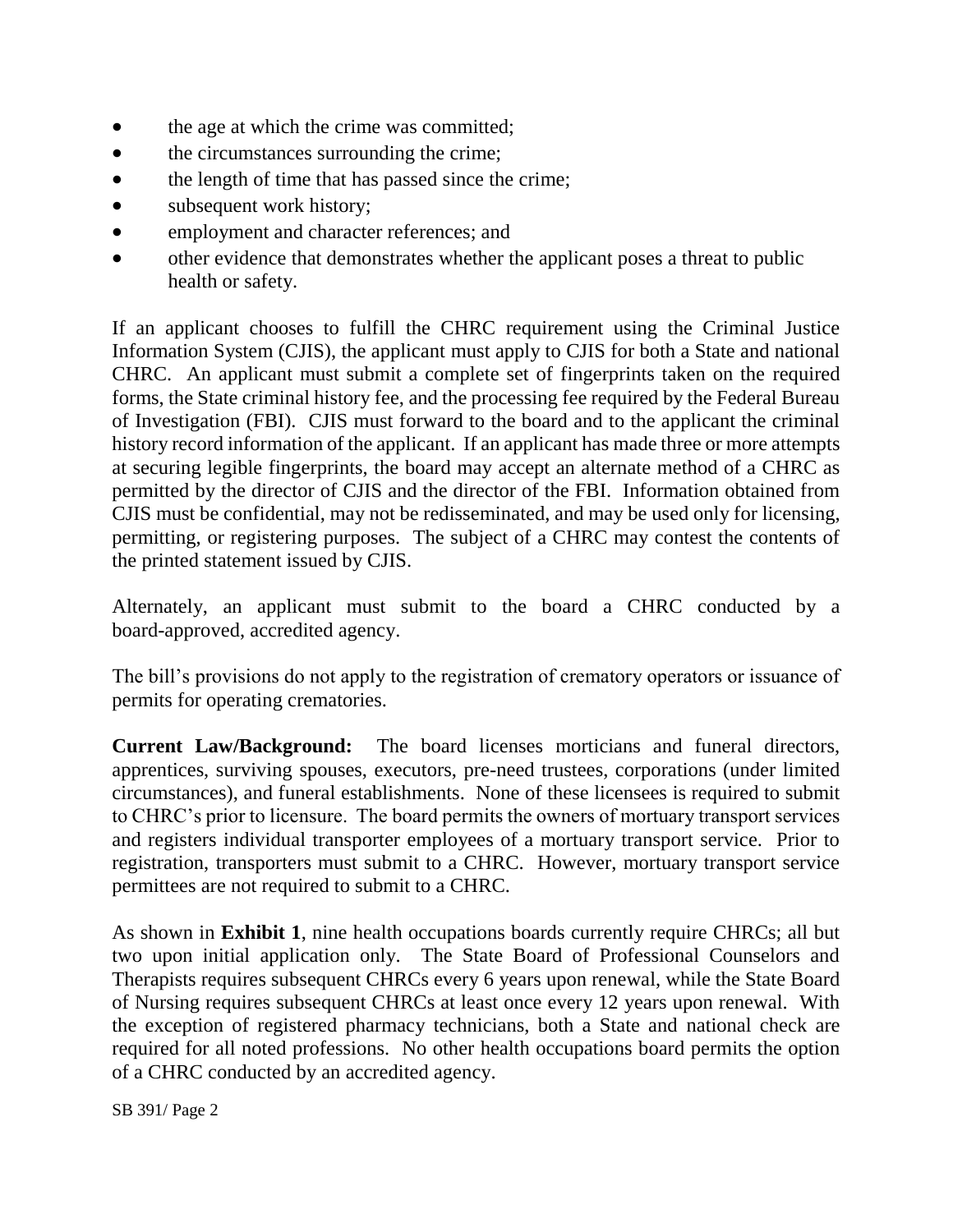- the age at which the crime was committed;
- the circumstances surrounding the crime;
- the length of time that has passed since the crime;
- subsequent work history;
- employment and character references; and
- other evidence that demonstrates whether the applicant poses a threat to public health or safety.

If an applicant chooses to fulfill the CHRC requirement using the Criminal Justice Information System (CJIS), the applicant must apply to CJIS for both a State and national CHRC. An applicant must submit a complete set of fingerprints taken on the required forms, the State criminal history fee, and the processing fee required by the Federal Bureau of Investigation (FBI). CJIS must forward to the board and to the applicant the criminal history record information of the applicant. If an applicant has made three or more attempts at securing legible fingerprints, the board may accept an alternate method of a CHRC as permitted by the director of CJIS and the director of the FBI. Information obtained from CJIS must be confidential, may not be redisseminated, and may be used only for licensing, permitting, or registering purposes. The subject of a CHRC may contest the contents of the printed statement issued by CJIS.

Alternately, an applicant must submit to the board a CHRC conducted by a board-approved, accredited agency.

The bill's provisions do not apply to the registration of crematory operators or issuance of permits for operating crematories.

**Current Law/Background:** The board licenses morticians and funeral directors, apprentices, surviving spouses, executors, pre-need trustees, corporations (under limited circumstances), and funeral establishments. None of these licensees is required to submit to CHRC's prior to licensure. The board permits the owners of mortuary transport services and registers individual transporter employees of a mortuary transport service. Prior to registration, transporters must submit to a CHRC. However, mortuary transport service permittees are not required to submit to a CHRC.

As shown in **Exhibit 1**, nine health occupations boards currently require CHRCs; all but two upon initial application only. The State Board of Professional Counselors and Therapists requires subsequent CHRCs every 6 years upon renewal, while the State Board of Nursing requires subsequent CHRCs at least once every 12 years upon renewal. With the exception of registered pharmacy technicians, both a State and national check are required for all noted professions. No other health occupations board permits the option of a CHRC conducted by an accredited agency.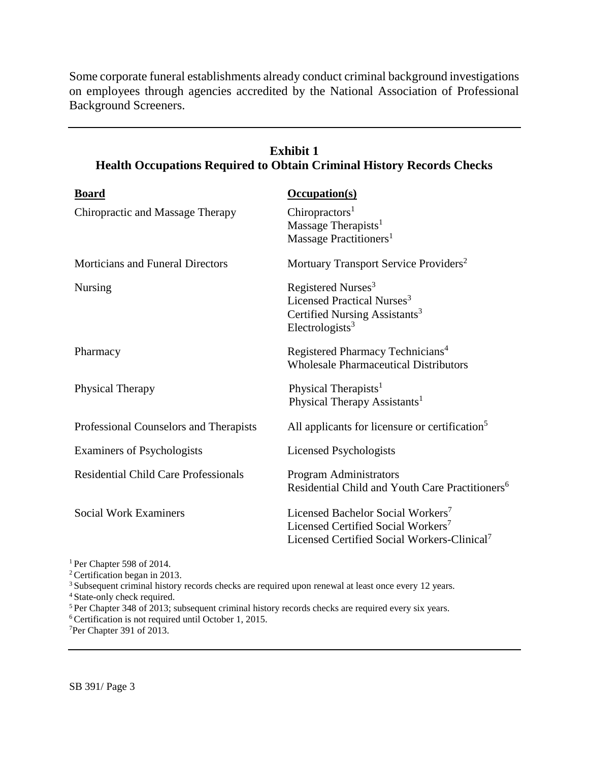Some corporate funeral establishments already conduct criminal background investigations on employees through agencies accredited by the National Association of Professional Background Screeners.

---

**Exhibit 1**
**Health Occupations Required to Obtain Criminal History Records Checks**

| **Board** | **Occupation(s)** |
|---|---|
| Chiropractic and Massage Therapy | Chiropractors[1]<br>Massage Therapists[1]<br>Massage Practitioners[1] |
| Morticians and Funeral Directors | Mortuary Transport Service Providers[2] |
| Nursing | Registered Nurses[3]<br>Licensed Practical Nurses[3]<br>Certified Nursing Assistants[3]<br>Electrologists[3] |
| Pharmacy | Registered Pharmacy Technicians[4]<br>Wholesale Pharmaceutical Distributors |
| Physical Therapy | Physical Therapists[1]<br>Physical Therapy Assistants[1] |
| Professional Counselors and Therapists | All applicants for licensure or certification[5] |
| Examiners of Psychologists | Licensed Psychologists |
| Residential Child Care Professionals | Program Administrators<br>Residential Child and Youth Care Practitioners[6] |
| Social Work Examiners | Licensed Bachelor Social Workers[7]<br>Licensed Certified Social Workers[7]<br>Licensed Certified Social Workers-Clinical[7] |

[1] Per Chapter 598 of 2014.
[2] Certification began in 2013.
[3] Subsequent criminal history records checks are required upon renewal at least once every 12 years.
[4] State-only check required.
[5] Per Chapter 348 of 2013; subsequent criminal history records checks are required every six years.
[6] Certification is not required until October 1, 2015.
[7] Per Chapter 391 of 2013.

---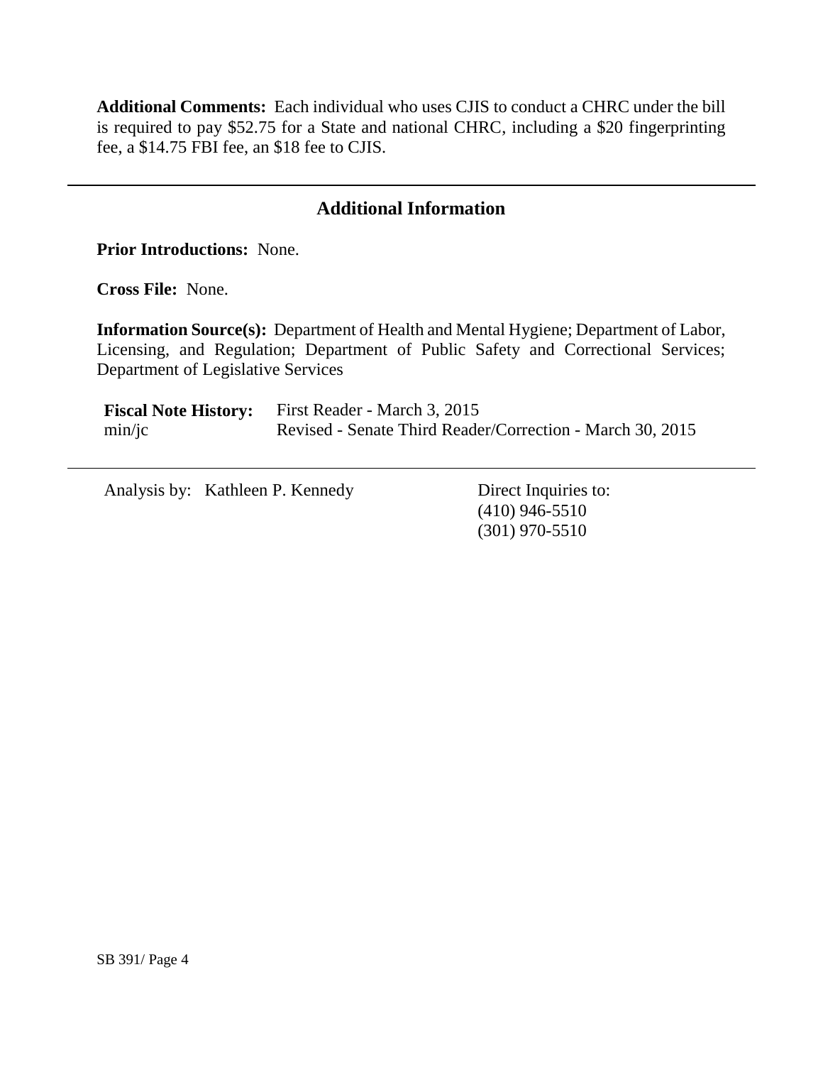**Additional Comments:** Each individual who uses CJIS to conduct a CHRC under the bill is required to pay $52.75 for a State and national CHRC, including a $20 fingerprinting fee, a $14.75 FBI fee, an $18 fee to CJIS.

## Additional Information

**Prior Introductions:** None.

**Cross File:** None.

**Information Source(s):** Department of Health and Mental Hygiene; Department of Labor, Licensing, and Regulation; Department of Public Safety and Correctional Services; Department of Legislative Services

| | |
|---|---|
| **Fiscal Note History:** | First Reader - March 3, 2015 |
| min/jc | Revised - Senate Third Reader/Correction - March 30, 2015 |

Analysis by: Kathleen P. Kennedy

Direct Inquiries to:
(410) 946-5510
(301) 970-5510